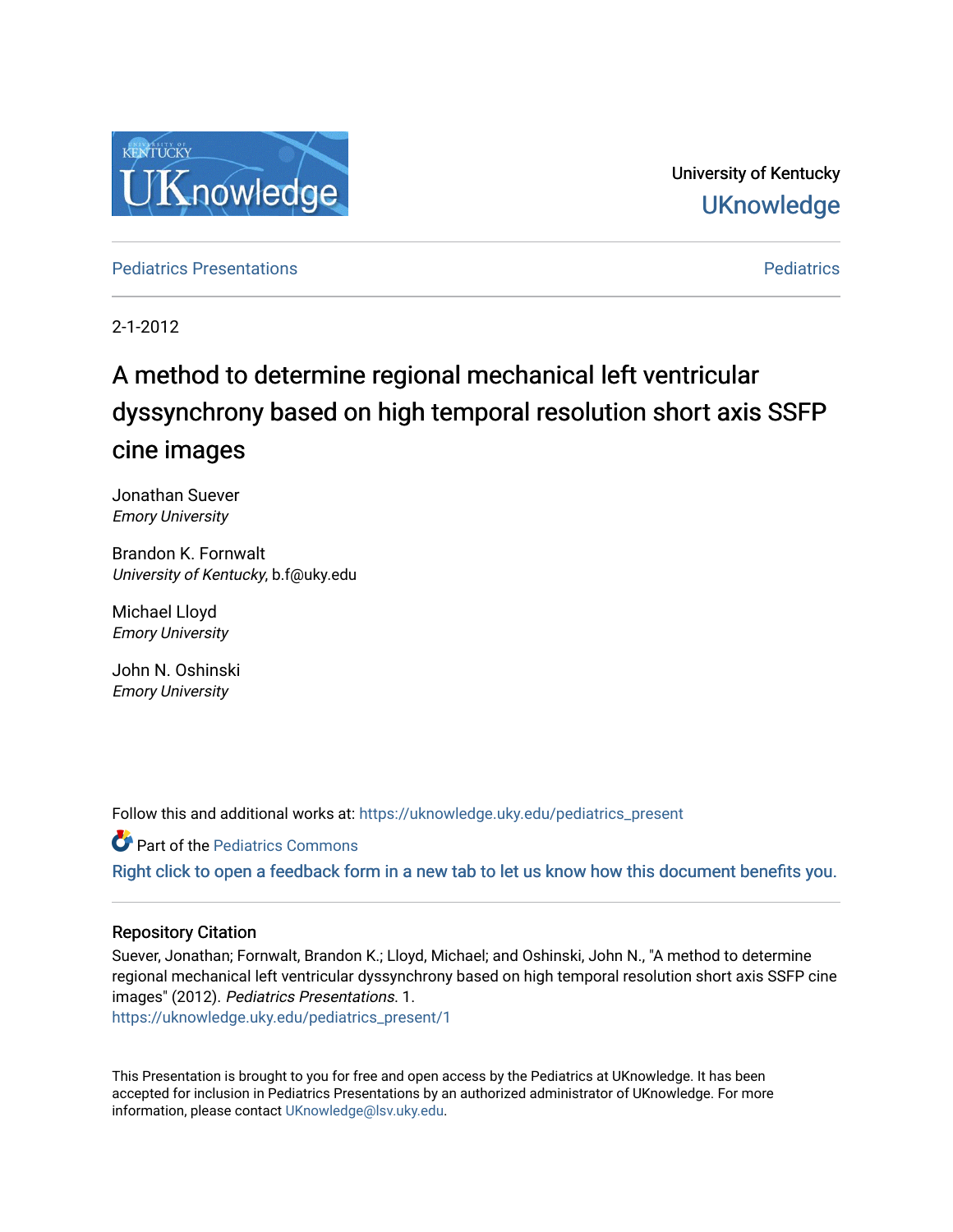University of Kentucky

UKnowledge

Pediatrics Presentations | Pediatrics

2-1-2012

# A method to determine regional mechanical left ventricular dyssynchrony based on high temporal resolution short axis SSFP cine images

Jonathan Suever
*Emory University*

Brandon K. Fornwalt
*University of Kentucky*, b.f@uky.edu

Michael Lloyd
*Emory University*

John N. Oshinski
*Emory University*

Follow this and additional works at: https://uknowledge.uky.edu/pediatrics_present

Part of the Pediatrics Commons

Right click to open a feedback form in a new tab to let us know how this document benefits you.

## Repository Citation

Suever, Jonathan; Fornwalt, Brandon K.; Lloyd, Michael; and Oshinski, John N., "A method to determine regional mechanical left ventricular dyssynchrony based on high temporal resolution short axis SSFP cine images" (2012). *Pediatrics Presentations*. 1.
https://uknowledge.uky.edu/pediatrics_present/1

This Presentation is brought to you for free and open access by the Pediatrics at UKnowledge. It has been accepted for inclusion in Pediatrics Presentations by an authorized administrator of UKnowledge. For more information, please contact UKnowledge@lsv.uky.edu.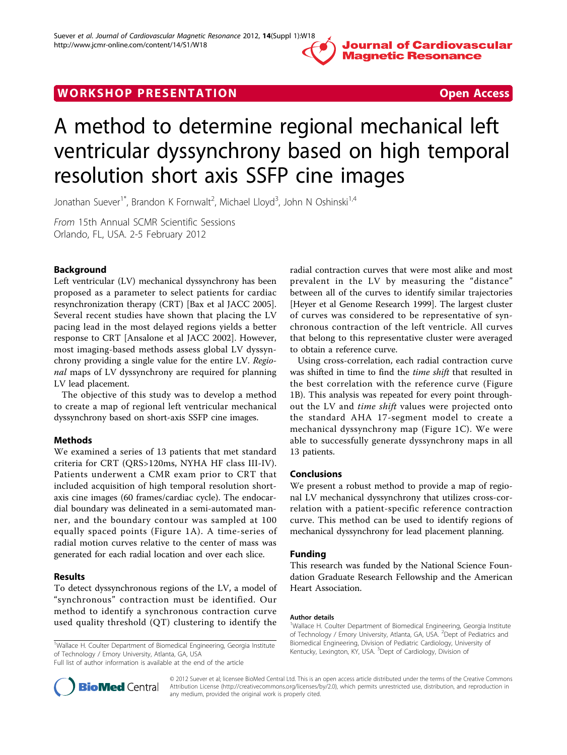# A method to determine regional mechanical left ventricular dyssynchrony based on high temporal resolution short axis SSFP cine images

Jonathan Suever[1*], Brandon K Fornwalt[2], Michael Lloyd[3], John N Oshinski[1,4]

*From* 15th Annual SCMR Scientific Sessions
Orlando, FL, USA. 2-5 February 2012

## Background

Left ventricular (LV) mechanical dyssynchrony has been proposed as a parameter to select patients for cardiac resynchronization therapy (CRT) [Bax et al JACC 2005]. Several recent studies have shown that placing the LV pacing lead in the most delayed regions yields a better response to CRT [Ansalone et al JACC 2002]. However, most imaging-based methods assess global LV dyssynchrony providing a single value for the entire LV. *Regional* maps of LV dyssynchrony are required for planning LV lead placement.

The objective of this study was to develop a method to create a map of regional left ventricular mechanical dyssynchrony based on short-axis SSFP cine images.

## Methods

We examined a series of 13 patients that met standard criteria for CRT (QRS>120ms, NYHA HF class III-IV). Patients underwent a CMR exam prior to CRT that included acquisition of high temporal resolution short-axis cine images (60 frames/cardiac cycle). The endocardial boundary was delineated in a semi-automated manner, and the boundary contour was sampled at 100 equally spaced points (Figure 1A). A time-series of radial motion curves relative to the center of mass was generated for each radial location and over each slice.

## Results

To detect dyssynchronous regions of the LV, a model of "synchronous" contraction must be identified. Our method to identify a synchronous contraction curve used quality threshold (QT) clustering to identify the radial contraction curves that were most alike and most prevalent in the LV by measuring the "distance" between all of the curves to identify similar trajectories [Heyer et al Genome Research 1999]. The largest cluster of curves was considered to be representative of synchronous contraction of the left ventricle. All curves that belong to this representative cluster were averaged to obtain a reference curve.

Using cross-correlation, each radial contraction curve was shifted in time to find the *time shift* that resulted in the best correlation with the reference curve (Figure 1B). This analysis was repeated for every point throughout the LV and *time shift* values were projected onto the standard AHA 17-segment model to create a mechanical dyssynchrony map (Figure 1C). We were able to successfully generate dyssynchrony maps in all 13 patients.

## Conclusions

We present a robust method to provide a map of regional LV mechanical dyssynchrony that utilizes cross-correlation with a patient-specific reference contraction curve. This method can be used to identify regions of mechanical dyssynchrony for lead placement planning.

## Funding

This research was funded by the National Science Foundation Graduate Research Fellowship and the American Heart Association.

### Author details

[1]Wallace H. Coulter Department of Biomedical Engineering, Georgia Institute of Technology / Emory University, Atlanta, GA, USA. [2]Dept of Pediatrics and Biomedical Engineering, Division of Pediatric Cardiology, University of Kentucky, Lexington, KY, USA. [3]Dept of Cardiology, Division of

[1]Wallace H. Coulter Department of Biomedical Engineering, Georgia Institute of Technology / Emory University, Atlanta, GA, USA
Full list of author information is available at the end of the article

© 2012 Suever et al; licensee BioMed Central Ltd. This is an open access article distributed under the terms of the Creative Commons Attribution License (http://creativecommons.org/licenses/by/2.0), which permits unrestricted use, distribution, and reproduction in any medium, provided the original work is properly cited.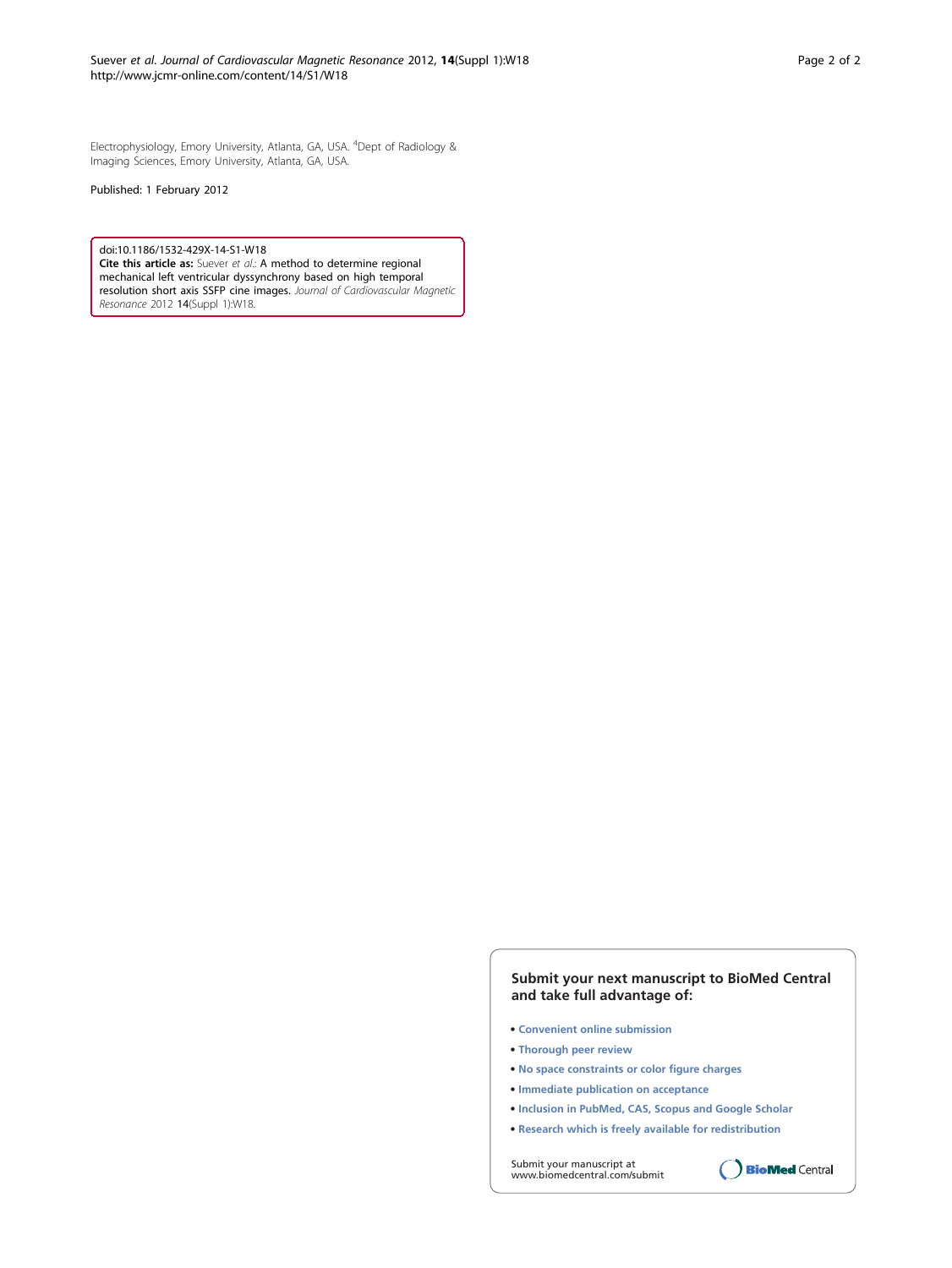Electrophysiology, Emory University, Atlanta, GA, USA. [4]Dept of Radiology & Imaging Sciences, Emory University, Atlanta, GA, USA.

Published: 1 February 2012

doi:10.1186/1532-429X-14-S1-W18
**Cite this article as:** Suever *et al.*: A method to determine regional mechanical left ventricular dyssynchrony based on high temporal resolution short axis SSFP cine images. *Journal of Cardiovascular Magnetic Resonance* 2012 **14**(Suppl 1):W18.

**Submit your next manuscript to BioMed Central and take full advantage of:**

- **Convenient online submission**
- **Thorough peer review**
- **No space constraints or color figure charges**
- **Immediate publication on acceptance**
- **Inclusion in PubMed, CAS, Scopus and Google Scholar**
- **Research which is freely available for redistribution**

Submit your manuscript at
www.biomedcentral.com/submit

BioMed Central